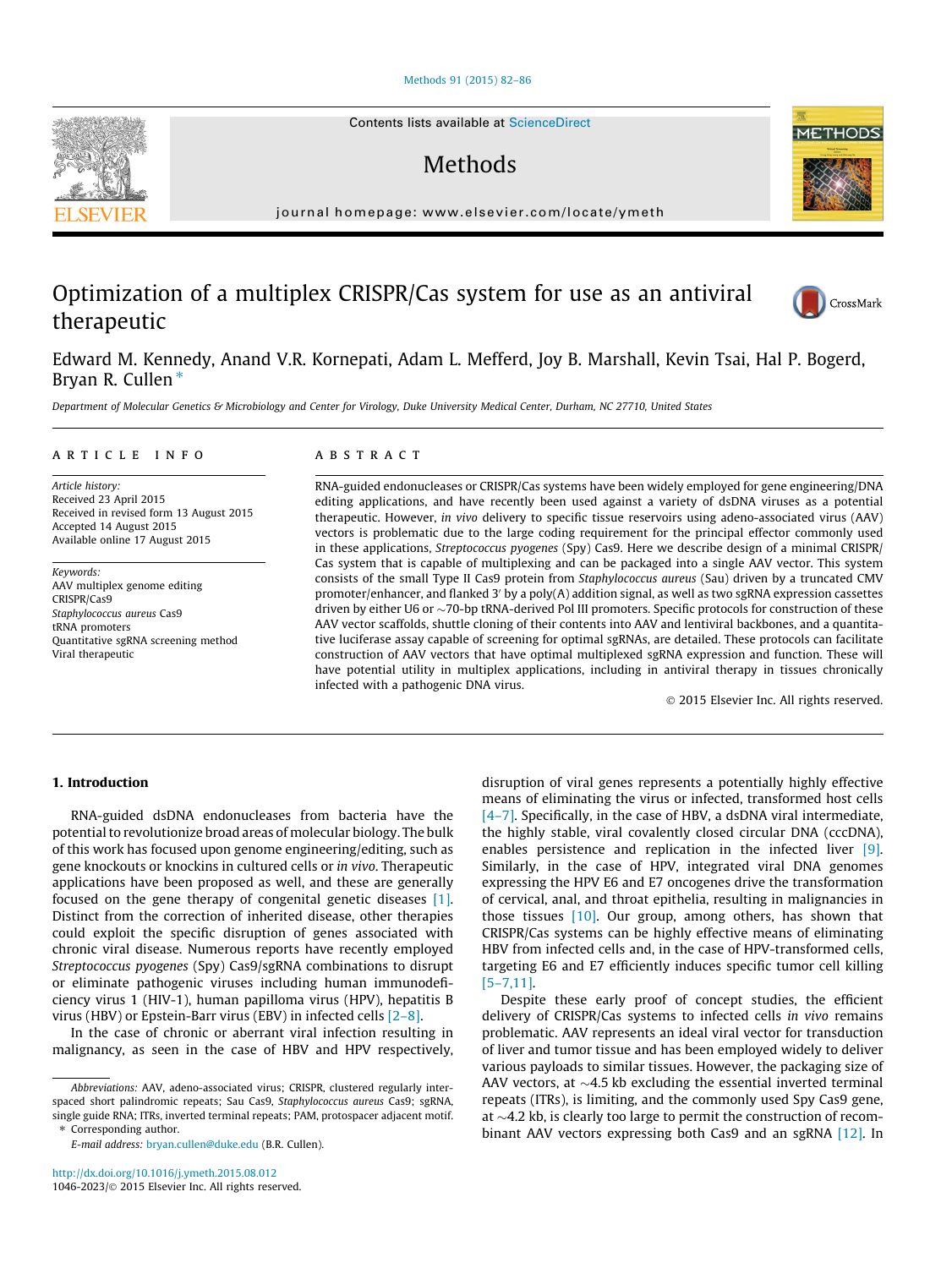# Optimization of a multiplex CRISPR/Cas system for use as an antiviral therapeutic

Edward M. Kennedy, Anand V.R. Kornepati, Adam L. Mefferd, Joy B. Marshall, Kevin Tsai, Hal P. Bogerd, Bryan R. Cullen *

*Department of Molecular Genetics & Microbiology and Center for Virology, Duke University Medical Center, Durham, NC 27710, United States*

## ARTICLE INFO

*Article history:*
Received 23 April 2015
Received in revised form 13 August 2015
Accepted 14 August 2015
Available online 17 August 2015

*Keywords:*
AAV multiplex genome editing
CRISPR/Cas9
*Staphylococcus aureus* Cas9
tRNA promoters
Quantitative sgRNA screening method
Viral therapeutic

## ABSTRACT

RNA-guided endonucleases or CRISPR/Cas systems have been widely employed for gene engineering/DNA editing applications, and have recently been used against a variety of dsDNA viruses as a potential therapeutic. However, *in vivo* delivery to specific tissue reservoirs using adeno-associated virus (AAV) vectors is problematic due to the large coding requirement for the principal effector commonly used in these applications, *Streptococcus pyogenes* (Spy) Cas9. Here we describe design of a minimal CRISPR/Cas system that is capable of multiplexing and can be packaged into a single AAV vector. This system consists of the small Type II Cas9 protein from *Staphylococcus aureus* (Sau) driven by a truncated CMV promoter/enhancer, and flanked 3′ by a poly(A) addition signal, as well as two sgRNA expression cassettes driven by either U6 or ~70-bp tRNA-derived Pol III promoters. Specific protocols for construction of these AAV vector scaffolds, shuttle cloning of their contents into AAV and lentiviral backbones, and a quantitative luciferase assay capable of screening for optimal sgRNAs, are detailed. These protocols can facilitate construction of AAV vectors that have optimal multiplexed sgRNA expression and function. These will have potential utility in multiplex applications, including in antiviral therapy in tissues chronically infected with a pathogenic DNA virus.

© 2015 Elsevier Inc. All rights reserved.

## 1. Introduction

RNA-guided dsDNA endonucleases from bacteria have the potential to revolutionize broad areas of molecular biology. The bulk of this work has focused upon genome engineering/editing, such as gene knockouts or knockins in cultured cells or *in vivo*. Therapeutic applications have been proposed as well, and these are generally focused on the gene therapy of congenital genetic diseases [1]. Distinct from the correction of inherited disease, other therapies could exploit the specific disruption of genes associated with chronic viral disease. Numerous reports have recently employed *Streptococcus pyogenes* (Spy) Cas9/sgRNA combinations to disrupt or eliminate pathogenic viruses including human immunodeficiency virus 1 (HIV-1), human papilloma virus (HPV), hepatitis B virus (HBV) or Epstein-Barr virus (EBV) in infected cells [2–8].

In the case of chronic or aberrant viral infection resulting in malignancy, as seen in the case of HBV and HPV respectively, disruption of viral genes represents a potentially highly effective means of eliminating the virus or infected, transformed host cells [4–7]. Specifically, in the case of HBV, a dsDNA viral intermediate, the highly stable, viral covalently closed circular DNA (cccDNA), enables persistence and replication in the infected liver [9]. Similarly, in the case of HPV, integrated viral DNA genomes expressing the HPV E6 and E7 oncogenes drive the transformation of cervical, anal, and throat epithelia, resulting in malignancies in those tissues [10]. Our group, among others, has shown that CRISPR/Cas systems can be highly effective means of eliminating HBV from infected cells and, in the case of HPV-transformed cells, targeting E6 and E7 efficiently induces specific tumor cell killing [5–7,11].

Despite these early proof of concept studies, the efficient delivery of CRISPR/Cas systems to infected cells *in vivo* remains problematic. AAV represents an ideal viral vector for transduction of liver and tumor tissue and has been employed widely to deliver various payloads to similar tissues. However, the packaging size of AAV vectors, at ~4.5 kb excluding the essential inverted terminal repeats (ITRs), is limiting, and the commonly used Spy Cas9 gene, at ~4.2 kb, is clearly too large to permit the construction of recombinant AAV vectors expressing both Cas9 and an sgRNA [12]. In

*Abbreviations:* AAV, adeno-associated virus; CRISPR, clustered regularly interspaced short palindromic repeats; Sau Cas9, *Staphylococcus aureus* Cas9; sgRNA, single guide RNA; ITRs, inverted terminal repeats; PAM, protospacer adjacent motif.

\* Corresponding author.
E-mail address: bryan.cullen@duke.edu (B.R. Cullen).

http://dx.doi.org/10.1016/j.ymeth.2015.08.012
1046-2023/© 2015 Elsevier Inc. All rights reserved.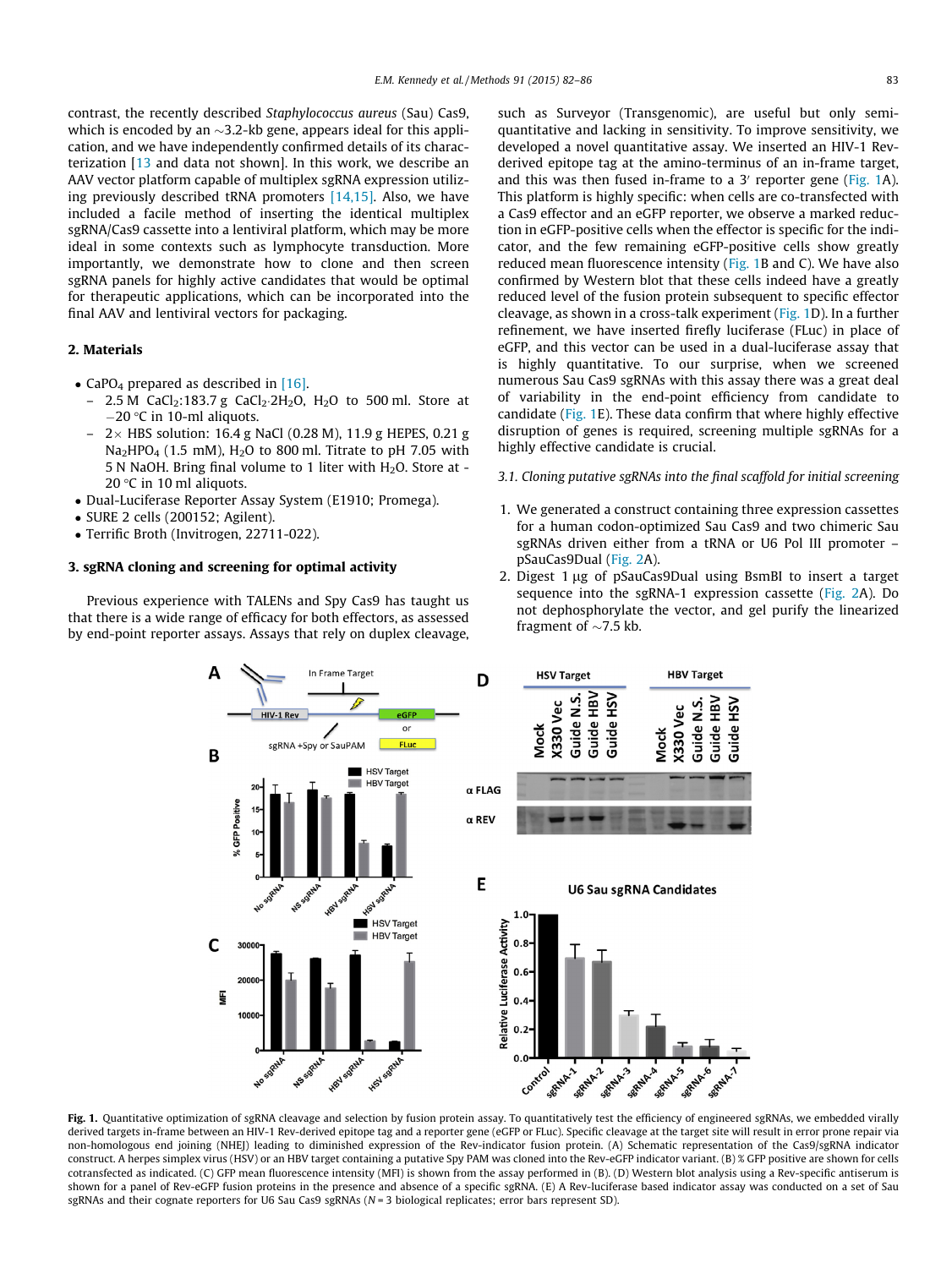contrast, the recently described *Staphylococcus aureus* (Sau) Cas9, which is encoded by an ~3.2-kb gene, appears ideal for this application, and we have independently confirmed details of its characterization [13 and data not shown]. In this work, we describe an AAV vector platform capable of multiplex sgRNA expression utilizing previously described tRNA promoters [14,15]. Also, we have included a facile method of inserting the identical multiplex sgRNA/Cas9 cassette into a lentiviral platform, which may be more ideal in some contexts such as lymphocyte transduction. More importantly, we demonstrate how to clone and then screen sgRNA panels for highly active candidates that would be optimal for therapeutic applications, which can be incorporated into the final AAV and lentiviral vectors for packaging.

## 2. Materials

- $CaPO_4$ prepared as described in [16].
  - 2.5 M $CaCl_2$:183.7 g $CaCl_2 \cdot 2H_2O$, $H_2O$ to 500 ml. Store at −20 °C in 10-ml aliquots.
  - 2× HBS solution: 16.4 g NaCl (0.28 M), 11.9 g HEPES, 0.21 g $Na_2HPO_4$ (1.5 mM), $H_2O$ to 800 ml. Titrate to pH 7.05 with 5 N NaOH. Bring final volume to 1 liter with $H_2O$. Store at −20 °C in 10 ml aliquots.
- Dual-Luciferase Reporter Assay System (E1910; Promega).
- SURE 2 cells (200152; Agilent).
- Terrific Broth (Invitrogen, 22711-022).

## 3. sgRNA cloning and screening for optimal activity

Previous experience with TALENs and Spy Cas9 has taught us that there is a wide range of efficacy for both effectors, as assessed by end-point reporter assays. Assays that rely on duplex cleavage, such as Surveyor (Transgenomic), are useful but only semi-quantitative and lacking in sensitivity. To improve sensitivity, we developed a novel quantitative assay. We inserted an HIV-1 Rev-derived epitope tag at the amino-terminus of an in-frame target, and this was then fused in-frame to a 3′ reporter gene (Fig. 1A). This platform is highly specific: when cells are co-transfected with a Cas9 effector and an eGFP reporter, we observe a marked reduction in eGFP-positive cells when the effector is specific for the indicator, and the few remaining eGFP-positive cells show greatly reduced mean fluorescence intensity (Fig. 1B and C). We have also confirmed by Western blot that these cells indeed have a greatly reduced level of the fusion protein subsequent to specific effector cleavage, as shown in a cross-talk experiment (Fig. 1D). In a further refinement, we have inserted firefly luciferase (FLuc) in place of eGFP, and this vector can be used in a dual-luciferase assay that is highly quantitative. To our surprise, when we screened numerous Sau Cas9 sgRNAs with this assay there was a great deal of variability in the end-point efficiency from candidate to candidate (Fig. 1E). These data confirm that where highly effective disruption of genes is required, screening multiple sgRNAs for a highly effective candidate is crucial.

### *3.1. Cloning putative sgRNAs into the final scaffold for initial screening*

1. We generated a construct containing three expression cassettes for a human codon-optimized Sau Cas9 and two chimeric Sau sgRNAs driven either from a tRNA or U6 Pol III promoter – pSauCas9Dual (Fig. 2A).
2. Digest 1 μg of pSauCas9Dual using BsmBI to insert a target sequence into the sgRNA-1 expression cassette (Fig. 2A). Do not dephosphorylate the vector, and gel purify the linearized fragment of ~7.5 kb.

**Fig. 1.** Quantitative optimization of sgRNA cleavage and selection by fusion protein assay. To quantitatively test the efficiency of engineered sgRNAs, we embedded virally derived targets in-frame between an HIV-1 Rev-derived epitope tag and a reporter gene (eGFP or FLuc). Specific cleavage at the target site will result in error prone repair via non-homologous end joining (NHEJ) leading to diminished expression of the Rev-indicator fusion protein. (A) Schematic representation of the Cas9/sgRNA indicator construct. A herpes simplex virus (HSV) or an HBV target containing a putative Spy PAM was cloned into the Rev-eGFP indicator variant. (B) % GFP positive are shown for cells cotransfected as indicated. (C) GFP mean fluorescence intensity (MFI) is shown from the assay performed in (B). (D) Western blot analysis using a Rev-specific antiserum is shown for a panel of Rev-eGFP fusion proteins in the presence and absence of a specific sgRNA. (E) A Rev-luciferase based indicator assay was conducted on a set of Sau sgRNAs and their cognate reporters for U6 Sau Cas9 sgRNAs (N = 3 biological replicates; error bars represent SD).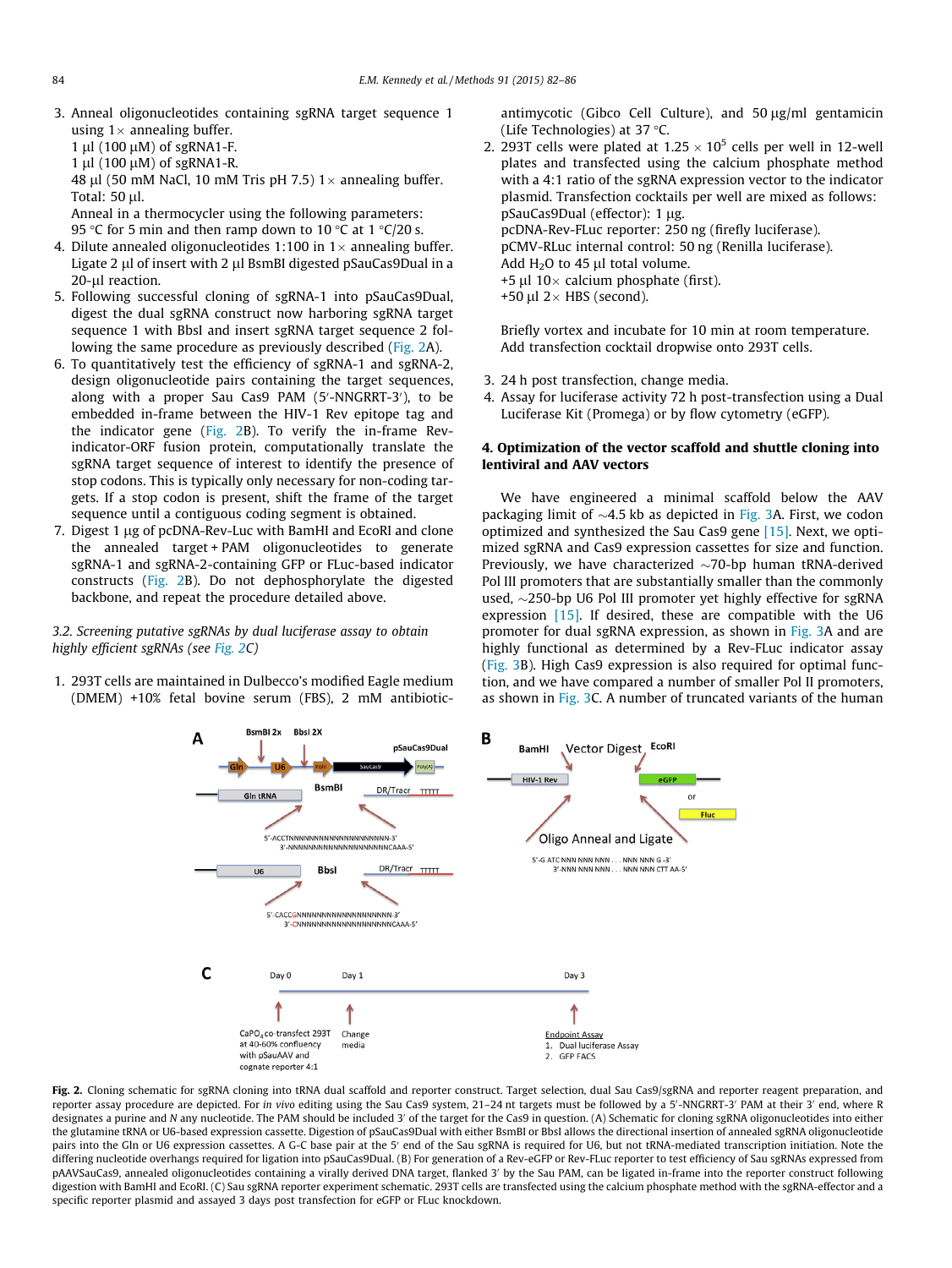3. Anneal oligonucleotides containing sgRNA target sequence 1 using 1× annealing buffer.
   1 μl (100 μM) of sgRNA1-F.
   1 μl (100 μM) of sgRNA1-R.
   48 μl (50 mM NaCl, 10 mM Tris pH 7.5) 1× annealing buffer.
   Total: 50 μl.
   Anneal in a thermocycler using the following parameters:
   95 °C for 5 min and then ramp down to 10 °C at 1 °C/20 s.
4. Dilute annealed oligonucleotides 1:100 in 1× annealing buffer. Ligate 2 μl of insert with 2 μl BsmBI digested pSauCas9Dual in a 20-μl reaction.
5. Following successful cloning of sgRNA-1 into pSauCas9Dual, digest the dual sgRNA construct now harboring sgRNA target sequence 1 with BbsI and insert sgRNA target sequence 2 following the same procedure as previously described (Fig. 2A).
6. To quantitatively test the efficiency of sgRNA-1 and sgRNA-2, design oligonucleotide pairs containing the target sequences, along with a proper Sau Cas9 PAM (5′-NNGRRT-3′), to be embedded in-frame between the HIV-1 Rev epitope tag and the indicator gene (Fig. 2B). To verify the in-frame Rev-indicator-ORF fusion protein, computationally translate the sgRNA target sequence of interest to identify the presence of stop codons. This is typically only necessary for non-coding targets. If a stop codon is present, shift the frame of the target sequence until a contiguous coding segment is obtained.
7. Digest 1 μg of pcDNA-Rev-Luc with BamHI and EcoRI and clone the annealed target + PAM oligonucleotides to generate sgRNA-1 and sgRNA-2-containing GFP or FLuc-based indicator constructs (Fig. 2B). Do not dephosphorylate the digested backbone, and repeat the procedure detailed above.

*3.2. Screening putative sgRNAs by dual luciferase assay to obtain highly efficient sgRNAs (see Fig. 2C)*

1. 293T cells are maintained in Dulbecco's modified Eagle medium (DMEM) +10% fetal bovine serum (FBS), 2 mM antibiotic-antimycotic (Gibco Cell Culture), and 50 μg/ml gentamicin (Life Technologies) at 37 °C.
2. 293T cells were plated at $1.25 \times 10^5$ cells per well in 12-well plates and transfected using the calcium phosphate method with a 4:1 ratio of the sgRNA expression vector to the indicator plasmid. Transfection cocktails per well are mixed as follows:
   pSauCas9Dual (effector): 1 μg.
   pcDNA-Rev-FLuc reporter: 250 ng (firefly luciferase).
   pCMV-RLuc internal control: 50 ng (Renilla luciferase).
   Add $H_2O$ to 45 μl total volume.
   +5 μl 10× calcium phosphate (first).
   +50 μl 2× HBS (second).

   Briefly vortex and incubate for 10 min at room temperature.
   Add transfection cocktail dropwise onto 293T cells.

3. 24 h post transfection, change media.
4. Assay for luciferase activity 72 h post-transfection using a Dual Luciferase Kit (Promega) or by flow cytometry (eGFP).

## 4. Optimization of the vector scaffold and shuttle cloning into lentiviral and AAV vectors

We have engineered a minimal scaffold below the AAV packaging limit of ~4.5 kb as depicted in Fig. 3A. First, we codon optimized and synthesized the Sau Cas9 gene [15]. Next, we optimized sgRNA and Cas9 expression cassettes for size and function. Previously, we have characterized ~70-bp human tRNA-derived Pol III promoters that are substantially smaller than the commonly used, ~250-bp U6 Pol III promoter yet highly effective for sgRNA expression [15]. If desired, these are compatible with the U6 promoter for dual sgRNA expression, as shown in Fig. 3A and are highly functional as determined by a Rev-FLuc indicator assay (Fig. 3B). High Cas9 expression is also required for optimal function, and we have compared a number of smaller Pol II promoters, as shown in Fig. 3C. A number of truncated variants of the human

**Fig. 2.** Cloning schematic for sgRNA cloning into tRNA dual scaffold and reporter construct. Target selection, dual Sau Cas9/sgRNA and reporter reagent preparation, and reporter assay procedure are depicted. For *in vivo* editing using the Sau Cas9 system, 21–24 nt targets must be followed by a 5′-NNGRRT-3′ PAM at their 3′ end, where R designates a purine and N any nucleotide. The PAM should be included 3′ of the target for the Cas9 in question. (A) Schematic for cloning sgRNA oligonucleotides into either the glutamine tRNA or U6-based expression cassette. Digestion of pSauCas9Dual with either BsmBI or BbsI allows the directional insertion of annealed sgRNA oligonucleotide pairs into the Gln or U6 expression cassettes. A G-C base pair at the 5′ end of the Sau sgRNA is required for U6, but not tRNA-mediated transcription initiation. Note the differing nucleotide overhangs required for ligation into pSauCas9Dual. (B) For generation of a Rev-eGFP or Rev-FLuc reporter to test efficiency of Sau sgRNAs expressed from pAAVSauCas9, annealed oligonucleotides containing a virally derived DNA target, flanked 3′ by the Sau PAM, can be ligated in-frame into the reporter construct following digestion with BamHI and EcoRI. (C) Sau sgRNA reporter experiment schematic. 293T cells are transfected using the calcium phosphate method with the sgRNA-effector and a specific reporter plasmid and assayed 3 days post transfection for eGFP or FLuc knockdown.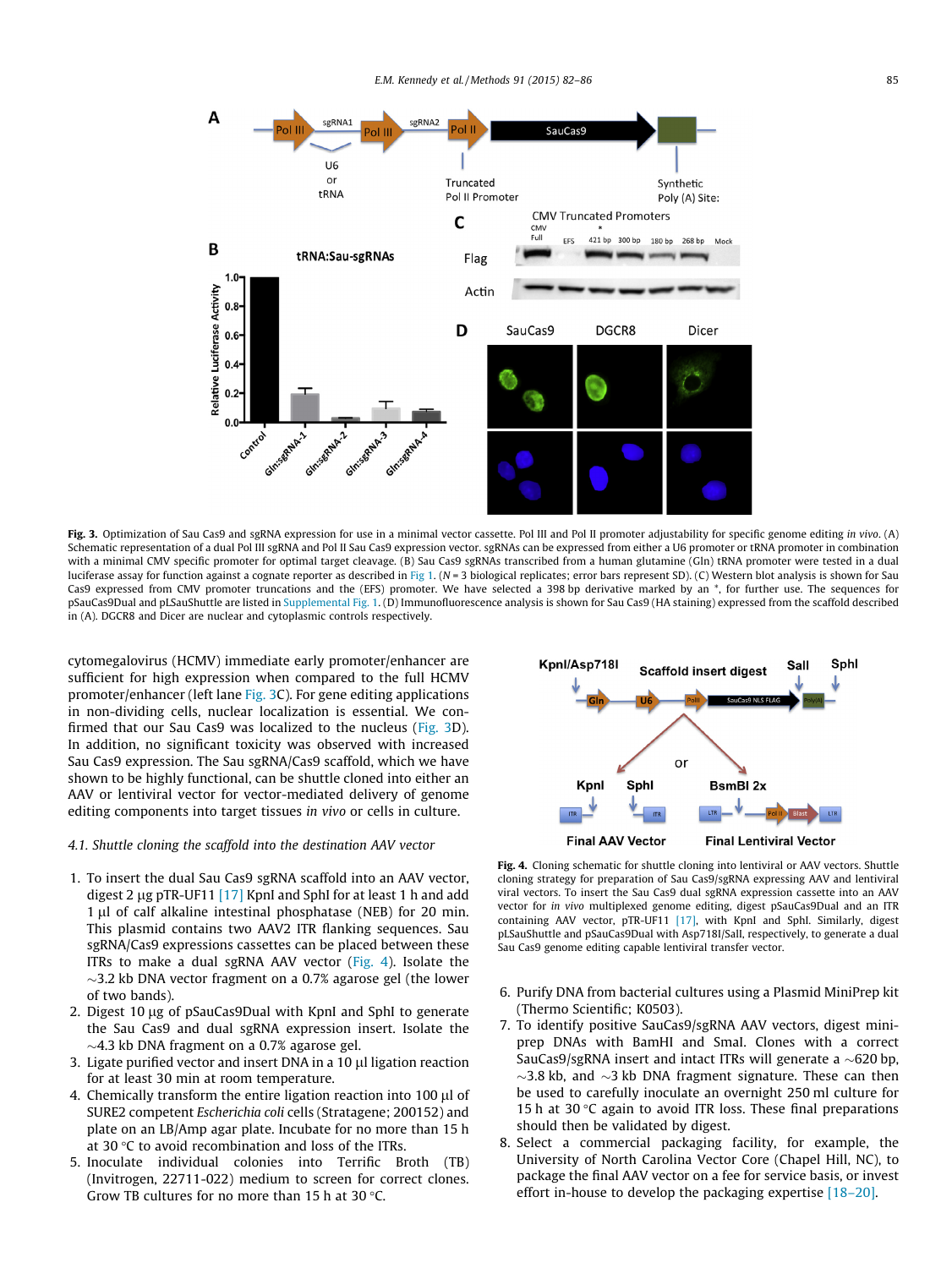**Fig. 3.** Optimization of Sau Cas9 and sgRNA expression for use in a minimal vector cassette. Pol III and Pol II promoter adjustability for specific genome editing *in vivo*. (A) Schematic representation of a dual Pol III sgRNA and Pol II Sau Cas9 expression vector. sgRNAs can be expressed from either a U6 promoter or tRNA promoter in combination with a minimal CMV specific promoter for optimal target cleavage. (B) Sau Cas9 sgRNAs transcribed from a human glutamine (Gln) tRNA promoter were tested in a dual luciferase assay for function against a cognate reporter as described in Fig 1. (*N* = 3 biological replicates; error bars represent SD). (C) Western blot analysis is shown for Sau Cas9 expressed from CMV promoter truncations and the (EFS) promoter. We have selected a 398 bp derivative marked by an *, for further use. The sequences for pSauCas9Dual and pLSauShuttle are listed in Supplemental Fig. 1. (D) Immunofluorescence analysis is shown for Sau Cas9 (HA staining) expressed from the scaffold described in (A). DGCR8 and Dicer are nuclear and cytoplasmic controls respectively.

cytomegalovirus (HCMV) immediate early promoter/enhancer are sufficient for high expression when compared to the full HCMV promoter/enhancer (left lane Fig. 3C). For gene editing applications in non-dividing cells, nuclear localization is essential. We confirmed that our Sau Cas9 was localized to the nucleus (Fig. 3D). In addition, no significant toxicity was observed with increased Sau Cas9 expression. The Sau sgRNA/Cas9 scaffold, which we have shown to be highly functional, can be shuttle cloned into either an AAV or lentiviral vector for vector-mediated delivery of genome editing components into target tissues *in vivo* or cells in culture.

### 4.1. Shuttle cloning the scaffold into the destination AAV vector

1. To insert the dual Sau Cas9 sgRNA scaffold into an AAV vector, digest 2 μg pTR-UF11 [17] KpnI and SphI for at least 1 h and add 1 μl of calf alkaline intestinal phosphatase (NEB) for 20 min. This plasmid contains two AAV2 ITR flanking sequences. Sau sgRNA/Cas9 expressions cassettes can be placed between these ITRs to make a dual sgRNA AAV vector (Fig. 4). Isolate the ∼3.2 kb DNA vector fragment on a 0.7% agarose gel (the lower of two bands).
2. Digest 10 μg of pSauCas9Dual with KpnI and SphI to generate the Sau Cas9 and dual sgRNA expression insert. Isolate the ∼4.3 kb DNA fragment on a 0.7% agarose gel.
3. Ligate purified vector and insert DNA in a 10 μl ligation reaction for at least 30 min at room temperature.
4. Chemically transform the entire ligation reaction into 100 μl of SURE2 competent *Escherichia coli* cells (Stratagene; 200152) and plate on an LB/Amp agar plate. Incubate for no more than 15 h at 30 °C to avoid recombination and loss of the ITRs.
5. Inoculate individual colonies into Terrific Broth (TB) (Invitrogen, 22711-022) medium to screen for correct clones. Grow TB cultures for no more than 15 h at 30 °C.

**Fig. 4.** Cloning schematic for shuttle cloning into lentiviral or AAV vectors. Shuttle cloning strategy for preparation of Sau Cas9/sgRNA expressing AAV and lentiviral viral vectors. To insert the Sau Cas9 dual sgRNA expression cassette into an AAV vector for *in vivo* multiplexed genome editing, digest pSauCas9Dual and an ITR containing AAV vector, pTR-UF11 [17], with KpnI and SphI. Similarly, digest pLSauShuttle and pSauCas9Dual with Asp718I/SalI, respectively, to generate a dual Sau Cas9 genome editing capable lentiviral transfer vector.

6. Purify DNA from bacterial cultures using a Plasmid MiniPrep kit (Thermo Scientific; K0503).
7. To identify positive SauCas9/sgRNA AAV vectors, digest miniprep DNAs with BamHI and SmaI. Clones with a correct SauCas9/sgRNA insert and intact ITRs will generate a ∼620 bp, ∼3.8 kb, and ∼3 kb DNA fragment signature. These can then be used to carefully inoculate an overnight 250 ml culture for 15 h at 30 °C again to avoid ITR loss. These final preparations should then be validated by digest.
8. Select a commercial packaging facility, for example, the University of North Carolina Vector Core (Chapel Hill, NC), to package the final AAV vector on a fee for service basis, or invest effort in-house to develop the packaging expertise [18–20].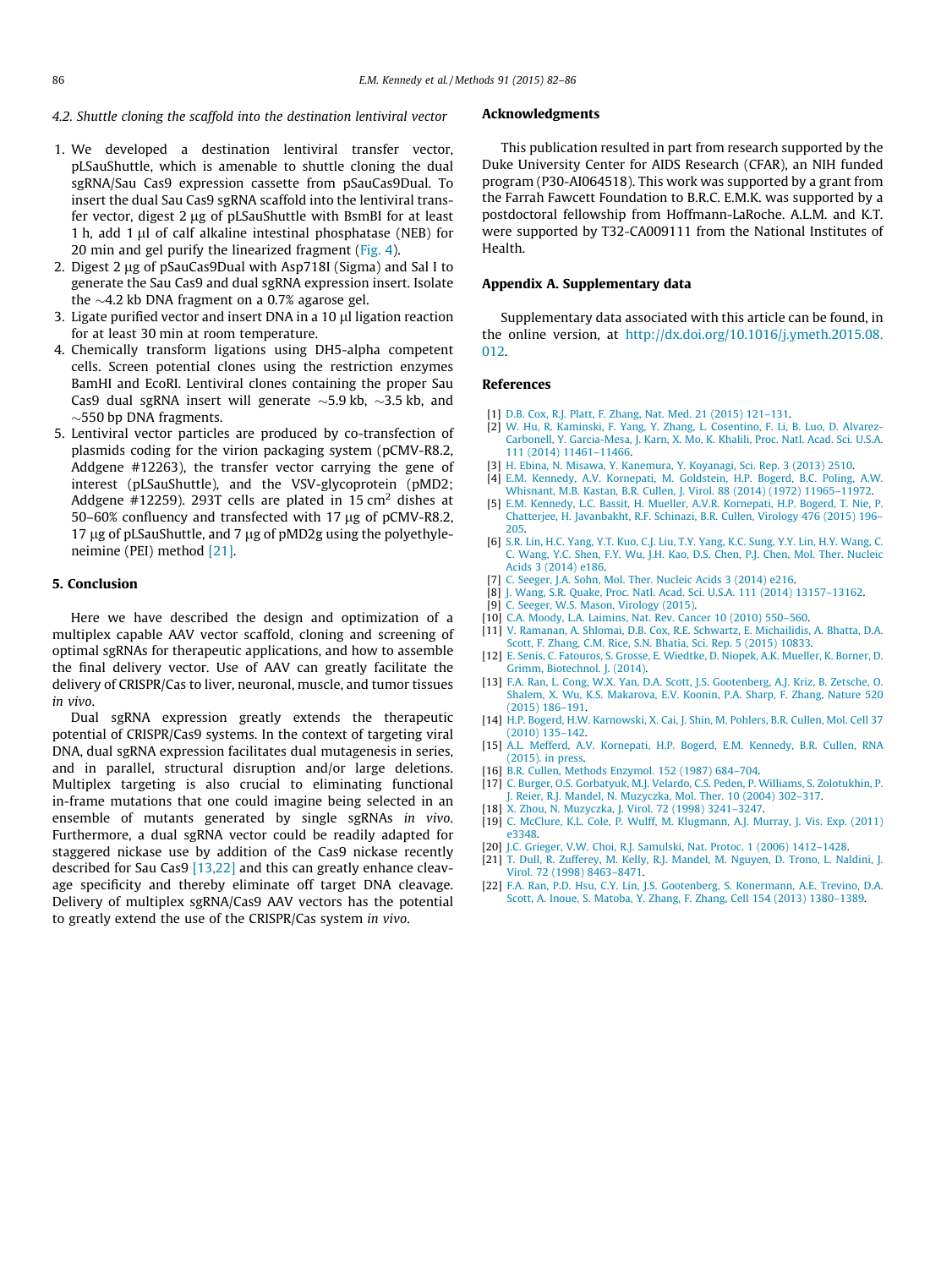### 4.2. Shuttle cloning the scaffold into the destination lentiviral vector

1. We developed a destination lentiviral transfer vector, pLSauShuttle, which is amenable to shuttle cloning the dual sgRNA/Sau Cas9 expression cassette from pSauCas9Dual. To insert the dual Sau Cas9 sgRNA scaffold into the lentiviral transfer vector, digest 2 μg of pLSauShuttle with BsmBI for at least 1 h, add 1 μl of calf alkaline intestinal phosphatase (NEB) for 20 min and gel purify the linearized fragment (Fig. 4).
2. Digest 2 μg of pSauCas9Dual with Asp718I (Sigma) and Sal I to generate the Sau Cas9 and dual sgRNA expression insert. Isolate the ~4.2 kb DNA fragment on a 0.7% agarose gel.
3. Ligate purified vector and insert DNA in a 10 μl ligation reaction for at least 30 min at room temperature.
4. Chemically transform ligations using DH5-alpha competent cells. Screen potential clones using the restriction enzymes BamHI and EcoRI. Lentiviral clones containing the proper Sau Cas9 dual sgRNA insert will generate ~5.9 kb, ~3.5 kb, and ~550 bp DNA fragments.
5. Lentiviral vector particles are produced by co-transfection of plasmids coding for the virion packaging system (pCMV-R8.2, Addgene #12263), the transfer vector carrying the gene of interest (pLSauShuttle), and the VSV-glycoprotein (pMD2; Addgene #12259). 293T cells are plated in 15 $cm^2$ dishes at 50–60% confluency and transfected with 17 μg of pCMV-R8.2, 17 μg of pLSauShuttle, and 7 μg of pMD2g using the polyethyleneimine (PEI) method [21].

## 5. Conclusion

Here we have described the design and optimization of a multiplex capable AAV vector scaffold, cloning and screening of optimal sgRNAs for therapeutic applications, and how to assemble the final delivery vector. Use of AAV can greatly facilitate the delivery of CRISPR/Cas to liver, neuronal, muscle, and tumor tissues *in vivo*.

Dual sgRNA expression greatly extends the therapeutic potential of CRISPR/Cas9 systems. In the context of targeting viral DNA, dual sgRNA expression facilitates dual mutagenesis in series, and in parallel, structural disruption and/or large deletions. Multiplex targeting is also crucial to eliminating functional in-frame mutations that one could imagine being selected in an ensemble of mutants generated by single sgRNAs *in vivo*. Furthermore, a dual sgRNA vector could be readily adapted for staggered nickase use by addition of the Cas9 nickase recently described for Sau Cas9 [13,22] and this can greatly enhance cleavage specificity and thereby eliminate off target DNA cleavage. Delivery of multiplex sgRNA/Cas9 AAV vectors has the potential to greatly extend the use of the CRISPR/Cas system *in vivo*.

## Acknowledgments

This publication resulted in part from research supported by the Duke University Center for AIDS Research (CFAR), an NIH funded program (P30-AI064518). This work was supported by a grant from the Farrah Fawcett Foundation to B.R.C. E.M.K. was supported by a postdoctoral fellowship from Hoffmann-LaRoche. A.L.M. and K.T. were supported by T32-CA009111 from the National Institutes of Health.

## Appendix A. Supplementary data

Supplementary data associated with this article can be found, in the online version, at http://dx.doi.org/10.1016/j.ymeth.2015.08.012.

## References

[1] D.B. Cox, R.J. Platt, F. Zhang, Nat. Med. 21 (2015) 121–131.
[2] W. Hu, R. Kaminski, F. Yang, Y. Zhang, L. Cosentino, F. Li, B. Luo, D. Alvarez-Carbonell, Y. Garcia-Mesa, J. Karn, X. Mo, K. Khalili, Proc. Natl. Acad. Sci. U.S.A. 111 (2014) 11461–11466.
[3] H. Ebina, N. Misawa, Y. Kanemura, Y. Koyanagi, Sci. Rep. 3 (2013) 2510.
[4] E.M. Kennedy, A.V. Kornepati, M. Goldstein, H.P. Bogerd, B.C. Poling, A.W. Whisnant, M.B. Kastan, B.R. Cullen, J. Virol. 88 (2014) (1972) 11965–11972.
[5] E.M. Kennedy, L.C. Bassit, H. Mueller, A.V.R. Kornepati, H.P. Bogerd, T. Nie, P. Chatterjee, H. Javanbakht, R.F. Schinazi, B.R. Cullen, Virology 476 (2015) 196–205.
[6] S.R. Lin, H.C. Yang, Y.T. Kuo, C.J. Liu, T.Y. Yang, K.C. Sung, Y.Y. Lin, H.Y. Wang, C.C. Wang, Y.C. Shen, F.Y. Wu, J.H. Kao, D.S. Chen, P.J. Chen, Mol. Ther. Nucleic Acids 3 (2014) e186.
[7] C. Seeger, J.A. Sohn, Mol. Ther. Nucleic Acids 3 (2014) e216.
[8] J. Wang, S.R. Quake, Proc. Natl. Acad. Sci. U.S.A. 111 (2014) 13157–13162.
[9] C. Seeger, W.S. Mason, Virology (2015).
[10] C.A. Moody, L.A. Laimins, Nat. Rev. Cancer 10 (2010) 550–560.
[11] V. Ramanan, A. Shlomai, D.B. Cox, R.E. Schwartz, E. Michailidis, A. Bhatta, D.A. Scott, F. Zhang, C.M. Rice, S.N. Bhatia, Sci. Rep. 5 (2015) 10833.
[12] E. Senis, C. Fatouros, S. Grosse, E. Wiedtke, D. Niopek, A.K. Mueller, K. Borner, D. Grimm, Biotechnol. J. (2014).
[13] F.A. Ran, L. Cong, W.X. Yan, D.A. Scott, J.S. Gootenberg, A.J. Kriz, B. Zetsche, O. Shalem, X. Wu, K.S. Makarova, E.V. Koonin, P.A. Sharp, F. Zhang, Nature 520 (2015) 186–191.
[14] H.P. Bogerd, H.W. Karnowski, X. Cai, J. Shin, M. Pohlers, B.R. Cullen, Mol. Cell 37 (2010) 135–142.
[15] A.L. Mefferd, A.V. Kornepati, H.P. Bogerd, E.M. Kennedy, B.R. Cullen, RNA (2015). in press.
[16] B.R. Cullen, Methods Enzymol. 152 (1987) 684–704.
[17] C. Burger, O.S. Gorbatyuk, M.J. Velardo, C.S. Peden, P. Williams, S. Zolotukhin, P. J. Reier, R.J. Mandel, N. Muzyczka, Mol. Ther. 10 (2004) 302–317.
[18] X. Zhou, N. Muzyczka, J. Virol. 72 (1998) 3241–3247.
[19] C. McClure, K.L. Cole, P. Wulff, M. Klugmann, A.J. Murray, J. Vis. Exp. (2011) e3348.
[20] J.C. Grieger, V.W. Choi, R.J. Samulski, Nat. Protoc. 1 (2006) 1412–1428.
[21] T. Dull, R. Zufferey, M. Kelly, R.J. Mandel, M. Nguyen, D. Trono, L. Naldini, J. Virol. 72 (1998) 8463–8471.
[22] F.A. Ran, P.D. Hsu, C.Y. Lin, J.S. Gootenberg, S. Konermann, A.E. Trevino, D.A. Scott, A. Inoue, S. Matoba, Y. Zhang, F. Zhang, Cell 154 (2013) 1380–1389.